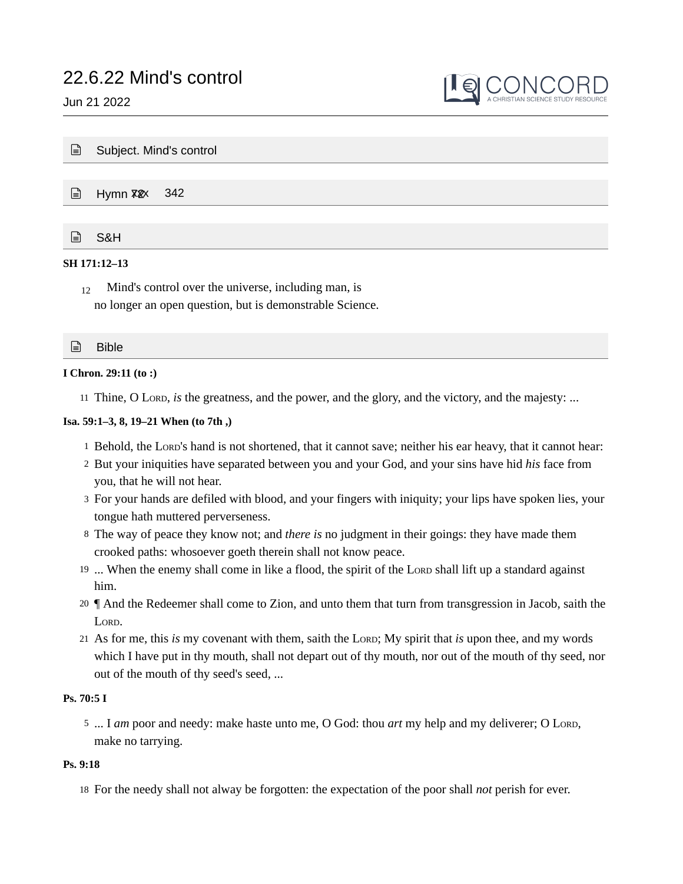# 22.6.22 Mind's control

Jun 21 2022

## Subject. Mind's control

## Hymn 72x 342

## S&H

**SH 171:12–13**

12 Mind's control over the universe, including man, is no longer an open question, but is demonstrable Science.

## Bible

**I Chron. 29:11 (to :)**

11 Thine, O Lord, *is* the greatness, and the power, and the glory, and the victory, and the majesty: ...

**Isa. 59:1–3, 8, 19–21 When (to 7th ,)**

1 Behold, the Lord's hand is not shortened, that it cannot save; neither his ear heavy, that it cannot hear:

2 But your iniquities have separated between you and your God, and your sins have hid *his* face from you, that he will not hear.

3 For your hands are defiled with blood, and your fingers with iniquity; your lips have spoken lies, your tongue hath muttered perverseness.

8 The way of peace they know not; and *there is* no judgment in their goings: they have made them crooked paths: whosoever goeth therein shall not know peace.

19 ... When the enemy shall come in like a flood, the spirit of the Lord shall lift up a standard against him.

20 ¶ And the Redeemer shall come to Zion, and unto them that turn from transgression in Jacob, saith the Lord.

21 As for me, this *is* my covenant with them, saith the Lord; My spirit that *is* upon thee, and my words which I have put in thy mouth, shall not depart out of thy mouth, nor out of the mouth of thy seed, nor out of the mouth of thy seed's seed, ...

**Ps. 70:5 I**

5 ... I *am* poor and needy: make haste unto me, O God: thou *art* my help and my deliverer; O Lord, make no tarrying.

**Ps. 9:18**

18 For the needy shall not alway be forgotten: the expectation of the poor shall *not* perish for ever.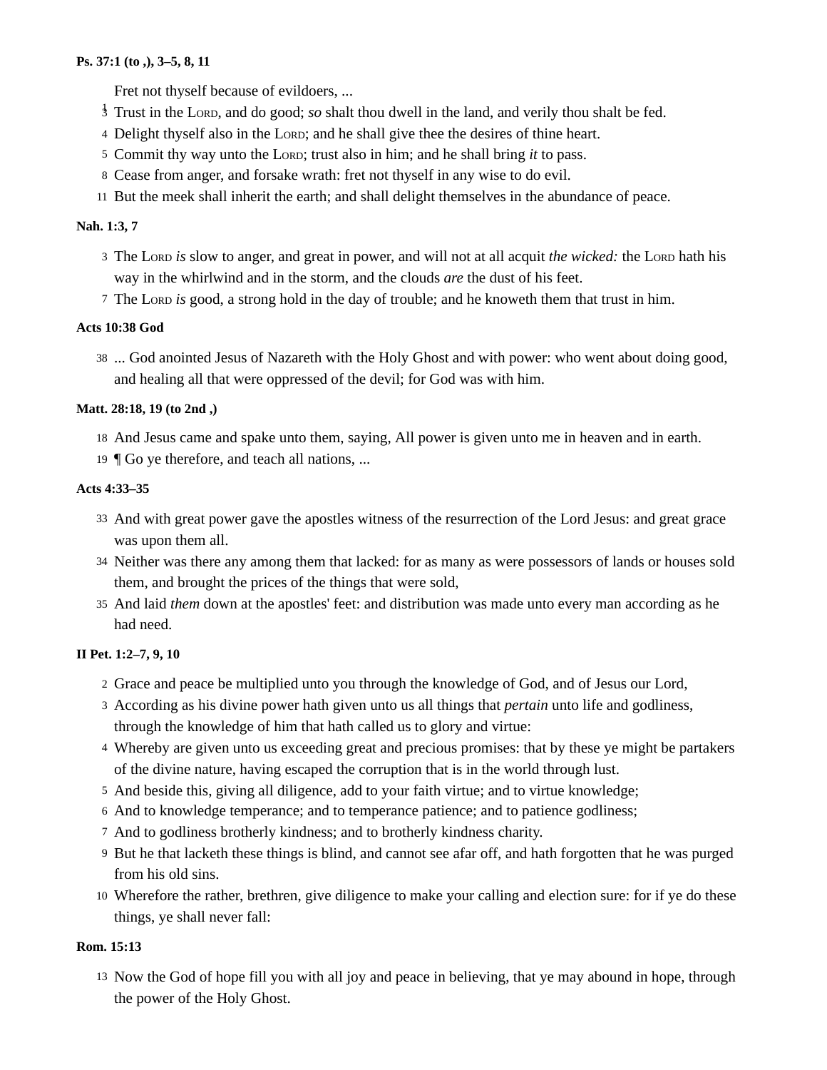**Ps. 37:1 (to ,), 3–5, 8, 11**

1 Fret not thyself because of evildoers, ...
3 Trust in the LORD, and do good; *so* shalt thou dwell in the land, and verily thou shalt be fed.
4 Delight thyself also in the LORD; and he shall give thee the desires of thine heart.
5 Commit thy way unto the LORD; trust also in him; and he shall bring *it* to pass.
8 Cease from anger, and forsake wrath: fret not thyself in any wise to do evil.
11 But the meek shall inherit the earth; and shall delight themselves in the abundance of peace.

**Nah. 1:3, 7**

3 The LORD *is* slow to anger, and great in power, and will not at all acquit *the wicked:* the LORD hath his way in the whirlwind and in the storm, and the clouds *are* the dust of his feet.
7 The LORD *is* good, a strong hold in the day of trouble; and he knoweth them that trust in him.

**Acts 10:38 God**

38 ... God anointed Jesus of Nazareth with the Holy Ghost and with power: who went about doing good, and healing all that were oppressed of the devil; for God was with him.

**Matt. 28:18, 19 (to 2nd ,)**

18 And Jesus came and spake unto them, saying, All power is given unto me in heaven and in earth.
19 ¶ Go ye therefore, and teach all nations, ...

**Acts 4:33–35**

33 And with great power gave the apostles witness of the resurrection of the Lord Jesus: and great grace was upon them all.
34 Neither was there any among them that lacked: for as many as were possessors of lands or houses sold them, and brought the prices of the things that were sold,
35 And laid *them* down at the apostles' feet: and distribution was made unto every man according as he had need.

**II Pet. 1:2–7, 9, 10**

2 Grace and peace be multiplied unto you through the knowledge of God, and of Jesus our Lord,
3 According as his divine power hath given unto us all things that *pertain* unto life and godliness, through the knowledge of him that hath called us to glory and virtue:
4 Whereby are given unto us exceeding great and precious promises: that by these ye might be partakers of the divine nature, having escaped the corruption that is in the world through lust.
5 And beside this, giving all diligence, add to your faith virtue; and to virtue knowledge;
6 And to knowledge temperance; and to temperance patience; and to patience godliness;
7 And to godliness brotherly kindness; and to brotherly kindness charity.
9 But he that lacketh these things is blind, and cannot see afar off, and hath forgotten that he was purged from his old sins.
10 Wherefore the rather, brethren, give diligence to make your calling and election sure: for if ye do these things, ye shall never fall:

**Rom. 15:13**

13 Now the God of hope fill you with all joy and peace in believing, that ye may abound in hope, through the power of the Holy Ghost.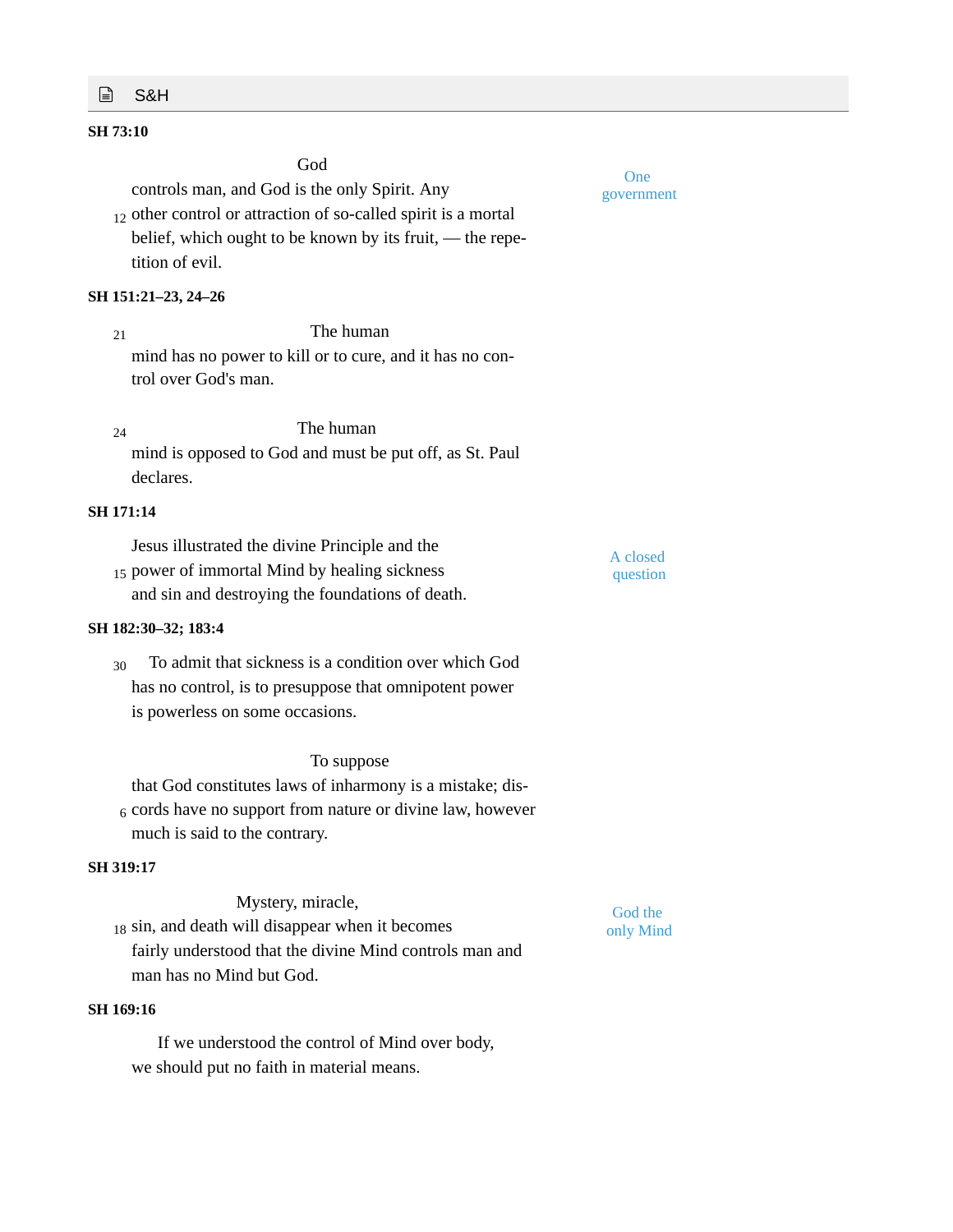S&H

**SH 73:10**

God controls man, and God is the only Spirit. Any other control or attraction of so-called spirit is a mortal belief, which ought to be known by its fruit, — the repetition of evil.

One government

**SH 151:21–23, 24–26**

The human mind has no power to kill or to cure, and it has no control over God's man.

The human mind is opposed to God and must be put off, as St. Paul declares.

**SH 171:14**

Jesus illustrated the divine Principle and the power of immortal Mind by healing sickness and sin and destroying the foundations of death.

A closed question

**SH 182:30–32; 183:4**

To admit that sickness is a condition over which God has no control, is to presuppose that omnipotent power is powerless on some occasions.

To suppose that God constitutes laws of inharmony is a mistake; discords have no support from nature or divine law, however much is said to the contrary.

**SH 319:17**

Mystery, miracle, sin, and death will disappear when it becomes fairly understood that the divine Mind controls man and man has no Mind but God.

God the only Mind

**SH 169:16**

If we understood the control of Mind over body, we should put no faith in material means.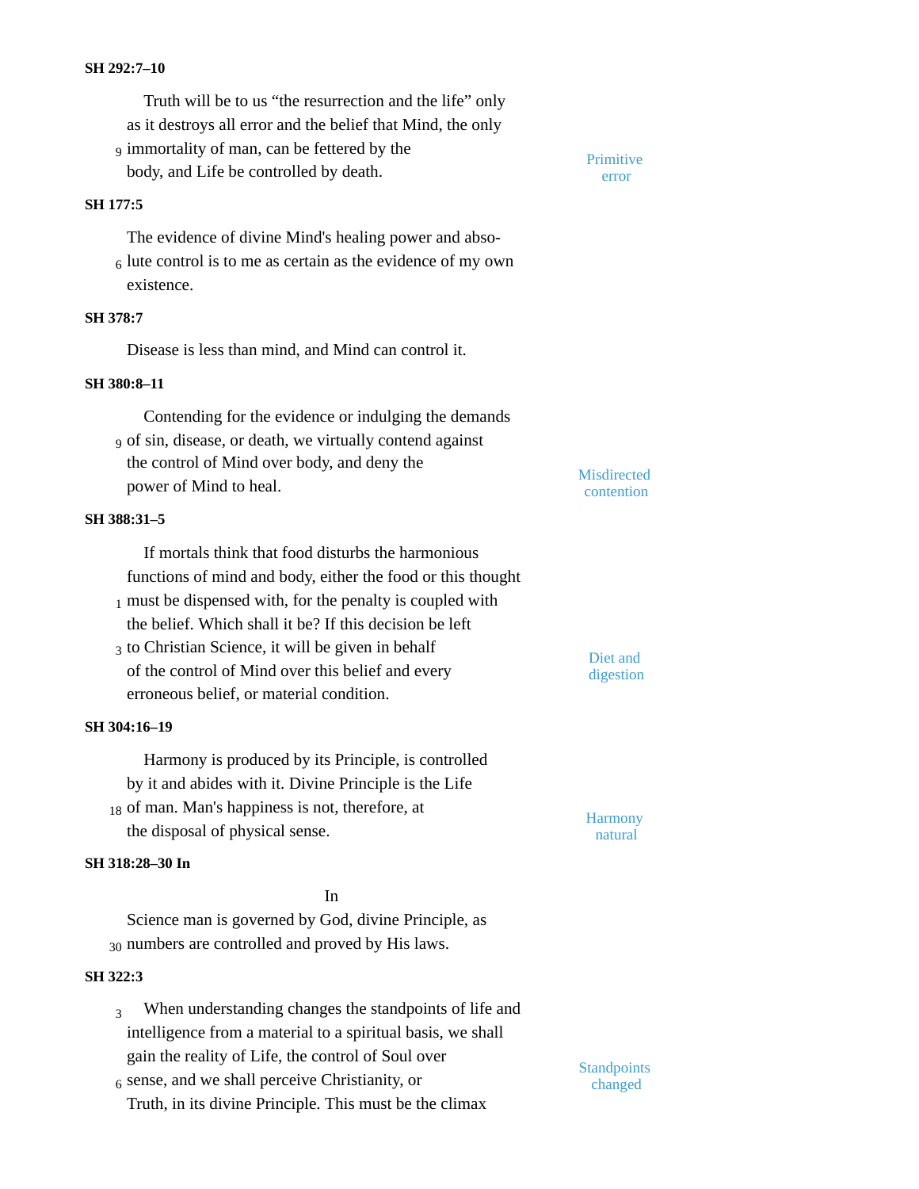**SH 292:7–10**

Truth will be to us "the resurrection and the life" only as it destroys all error and the belief that Mind, the only immortality of man, can be fettered by the body, and Life be controlled by death.

Primitive error

**SH 177:5**

The evidence of divine Mind's healing power and absolute control is to me as certain as the evidence of my own existence.

**SH 378:7**

Disease is less than mind, and Mind can control it.

**SH 380:8–11**

Contending for the evidence or indulging the demands of sin, disease, or death, we virtually contend against the control of Mind over body, and deny the power of Mind to heal.

Misdirected contention

**SH 388:31–5**

If mortals think that food disturbs the harmonious functions of mind and body, either the food or this thought must be dispensed with, for the penalty is coupled with the belief. Which shall it be? If this decision be left to Christian Science, it will be given in behalf of the control of Mind over this belief and every erroneous belief, or material condition.

Diet and digestion

**SH 304:16–19**

Harmony is produced by its Principle, is controlled by it and abides with it. Divine Principle is the Life of man. Man's happiness is not, therefore, at the disposal of physical sense.

Harmony natural

**SH 318:28–30 In**

In Science man is governed by God, divine Principle, as numbers are controlled and proved by His laws.

**SH 322:3**

When understanding changes the standpoints of life and intelligence from a material to a spiritual basis, we shall gain the reality of Life, the control of Soul over sense, and we shall perceive Christianity, or Truth, in its divine Principle. This must be the climax

Standpoints changed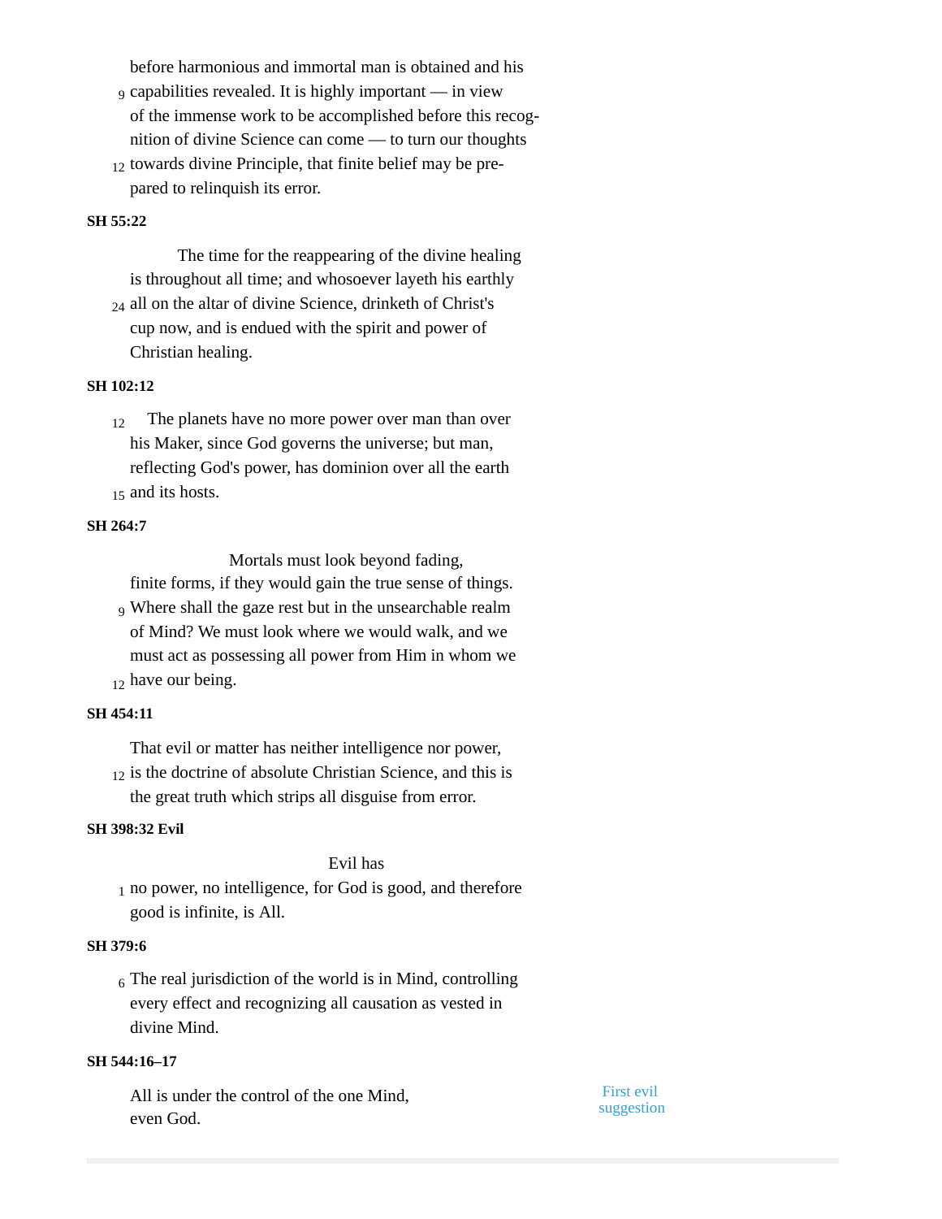before harmonious and immortal man is obtained and his capabilities revealed. It is highly important — in view of the immense work to be accomplished before this recognition of divine Science can come — to turn our thoughts towards divine Principle, that finite belief may be prepared to relinquish its error.

**SH 55:22**

The time for the reappearing of the divine healing is throughout all time; and whosoever layeth his earthly all on the altar of divine Science, drinketh of Christ's cup now, and is endued with the spirit and power of Christian healing.

**SH 102:12**

The planets have no more power over man than over his Maker, since God governs the universe; but man, reflecting God's power, has dominion over all the earth and its hosts.

**SH 264:7**

Mortals must look beyond fading, finite forms, if they would gain the true sense of things. Where shall the gaze rest but in the unsearchable realm of Mind? We must look where we would walk, and we must act as possessing all power from Him in whom we have our being.

**SH 454:11**

That evil or matter has neither intelligence nor power, is the doctrine of absolute Christian Science, and this is the great truth which strips all disguise from error.

**SH 398:32 Evil**

Evil has no power, no intelligence, for God is good, and therefore good is infinite, is All.

**SH 379:6**

The real jurisdiction of the world is in Mind, controlling every effect and recognizing all causation as vested in divine Mind.

**SH 544:16–17**

All is under the control of the one Mind, even God.

First evil suggestion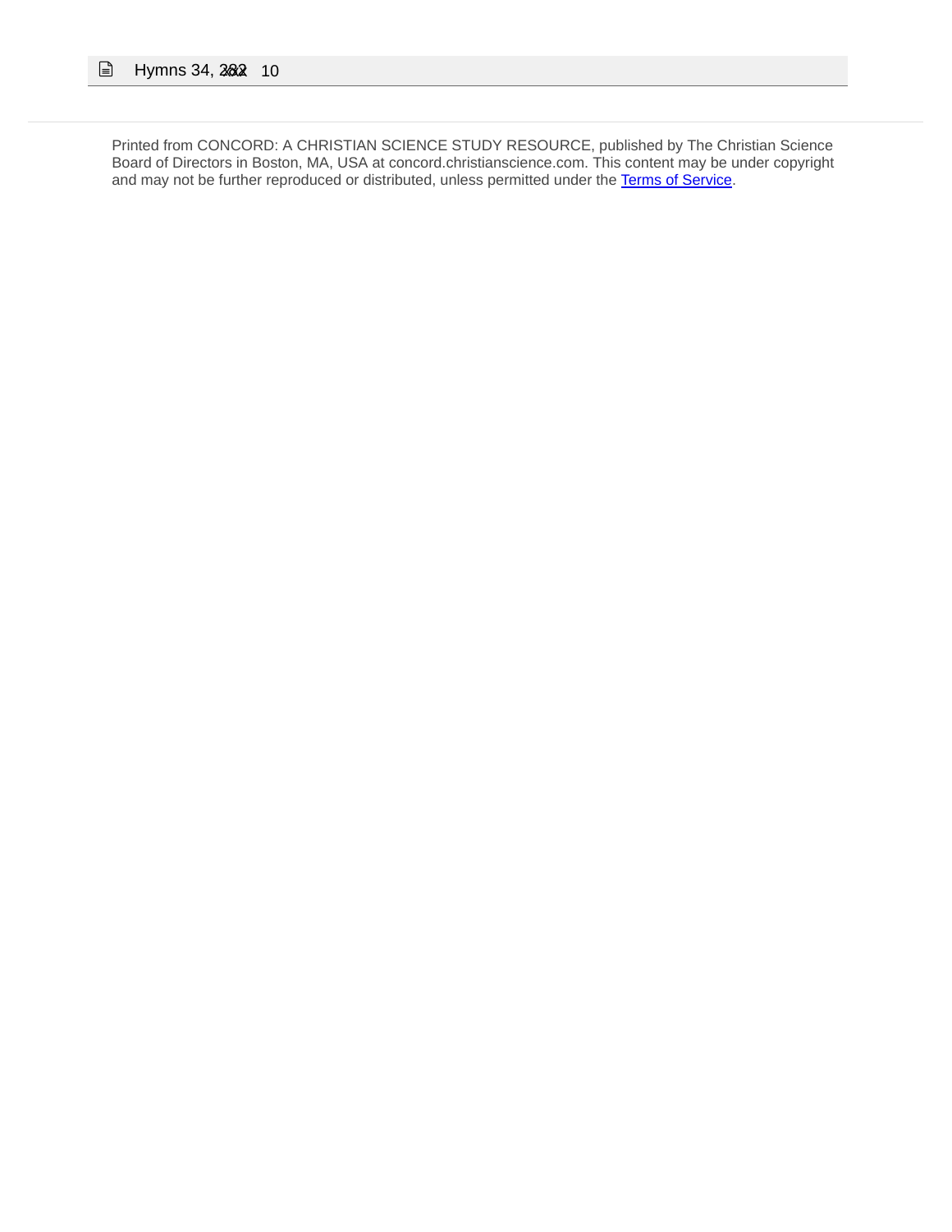Hymns 34, 282, 10

Printed from CONCORD: A CHRISTIAN SCIENCE STUDY RESOURCE, published by The Christian Science Board of Directors in Boston, MA, USA at concord.christianscience.com. This content may be under copyright and may not be further reproduced or distributed, unless permitted under the Terms of Service.